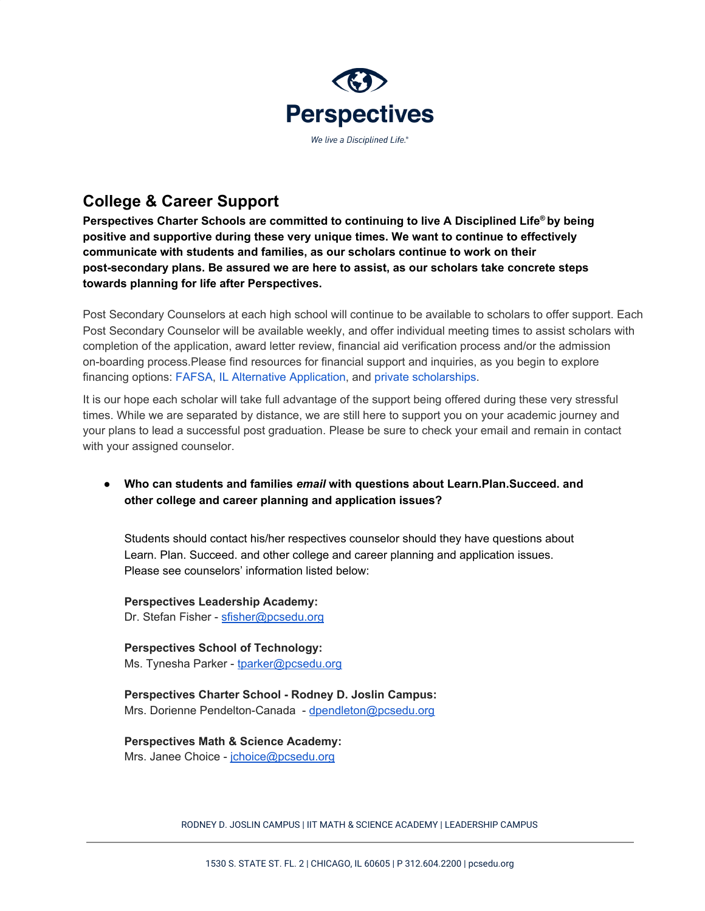# Perspectives

*We live a Disciplined Life.®*

## College & Career Support

**Perspectives Charter Schools are committed to continuing to live A Disciplined Life® by being positive and supportive during these very unique times. We want to continue to effectively communicate with students and families, as our scholars continue to work on their post-secondary plans. Be assured we are here to assist, as our scholars take concrete steps towards planning for life after Perspectives.**

Post Secondary Counselors at each high school will continue to be available to scholars to offer support. Each Post Secondary Counselor will be available weekly, and offer individual meeting times to assist scholars with completion of the application, award letter review, financial aid verification process and/or the admission on-boarding process.Please find resources for financial support and inquiries, as you begin to explore financing options: FAFSA, IL Alternative Application, and private scholarships.

It is our hope each scholar will take full advantage of the support being offered during these very stressful times. While we are separated by distance, we are still here to support you on your academic journey and your plans to lead a successful post graduation. Please be sure to check your email and remain in contact with your assigned counselor.

- **Who can students and families *email* with questions about Learn.Plan.Succeed. and other college and career planning and application issues?**

  Students should contact his/her respectives counselor should they have questions about Learn. Plan. Succeed. and other college and career planning and application issues. Please see counselors' information listed below:

  **Perspectives Leadership Academy:**
  Dr. Stefan Fisher - sfisher@pcsedu.org

  **Perspectives School of Technology:**
  Ms. Tynesha Parker - tparker@pcsedu.org

  **Perspectives Charter School - Rodney D. Joslin Campus:**
  Mrs. Dorienne Pendelton-Canada - dpendleton@pcsedu.org

  **Perspectives Math & Science Academy:**
  Mrs. Janee Choice - jchoice@pcsedu.org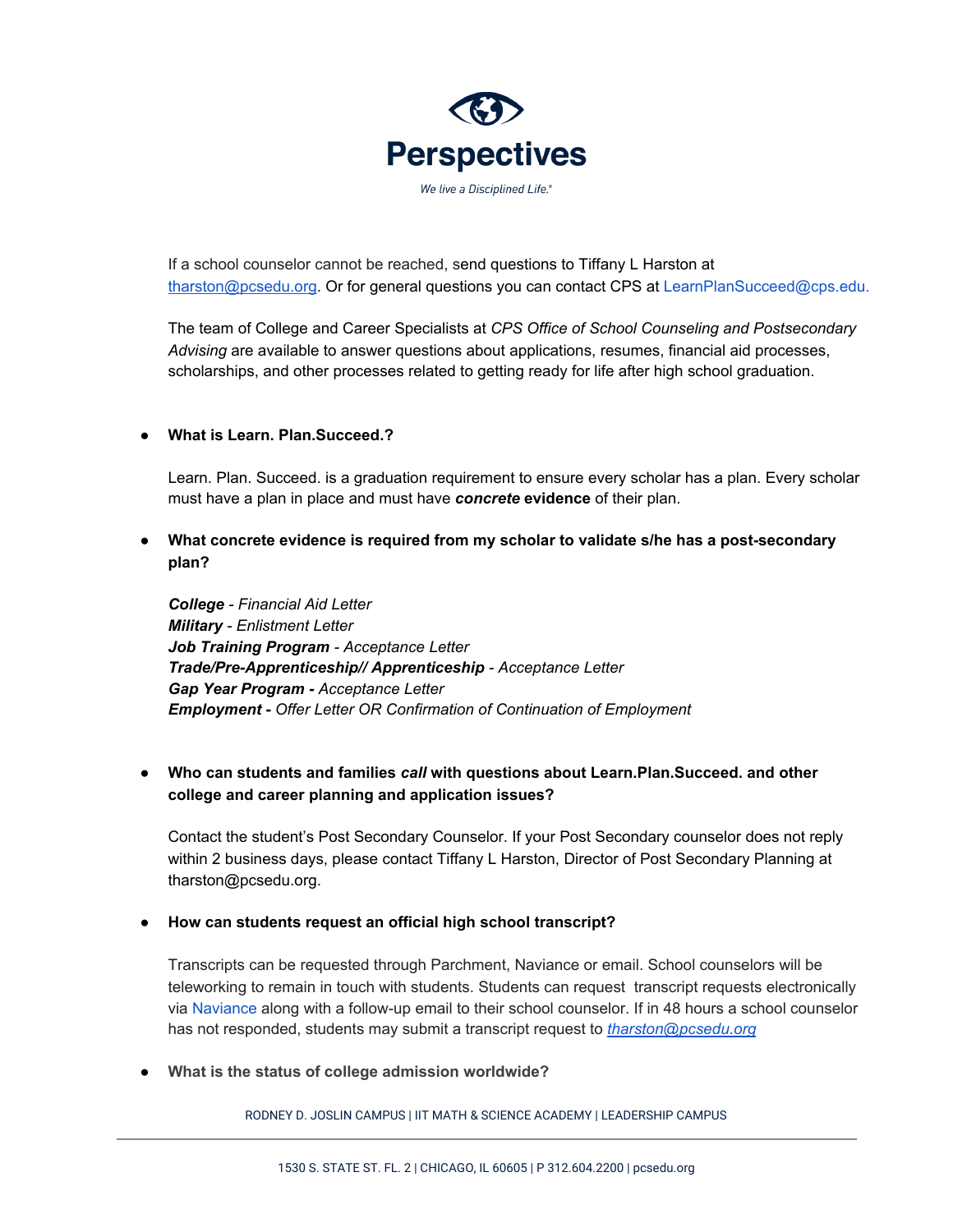If a school counselor cannot be reached, send questions to Tiffany L Harston at tharston@pcsedu.org. Or for general questions you can contact CPS at LearnPlanSucceed@cps.edu.

The team of College and Career Specialists at *CPS Office of School Counseling and Postsecondary Advising* are available to answer questions about applications, resumes, financial aid processes, scholarships, and other processes related to getting ready for life after high school graduation.

- **What is Learn. Plan.Succeed.?**

  Learn. Plan. Succeed. is a graduation requirement to ensure every scholar has a plan. Every scholar must have a plan in place and must have ***concrete*** **evidence** of their plan.

- **What concrete evidence is required from my scholar to validate s/he has a post-secondary plan?**

  ***College*** *- Financial Aid Letter*
  ***Military*** *- Enlistment Letter*
  ***Job Training Program*** *- Acceptance Letter*
  ***Trade/Pre-Apprenticeship// Apprenticeship*** *- Acceptance Letter*
  ***Gap Year Program -*** *Acceptance Letter*
  ***Employment -*** *Offer Letter OR Confirmation of Continuation of Employment*

- **Who can students and families *call* with questions about Learn.Plan.Succeed. and other college and career planning and application issues?**

  Contact the student's Post Secondary Counselor. If your Post Secondary counselor does not reply within 2 business days, please contact Tiffany L Harston, Director of Post Secondary Planning at tharston@pcsedu.org.

- **How can students request an official high school transcript?**

  Transcripts can be requested through Parchment, Naviance or email. School counselors will be teleworking to remain in touch with students. Students can request transcript requests electronically via Naviance along with a follow-up email to their school counselor. If in 48 hours a school counselor has not responded, students may submit a transcript request to *tharston@pcsedu.org*

- **What is the status of college admission worldwide?**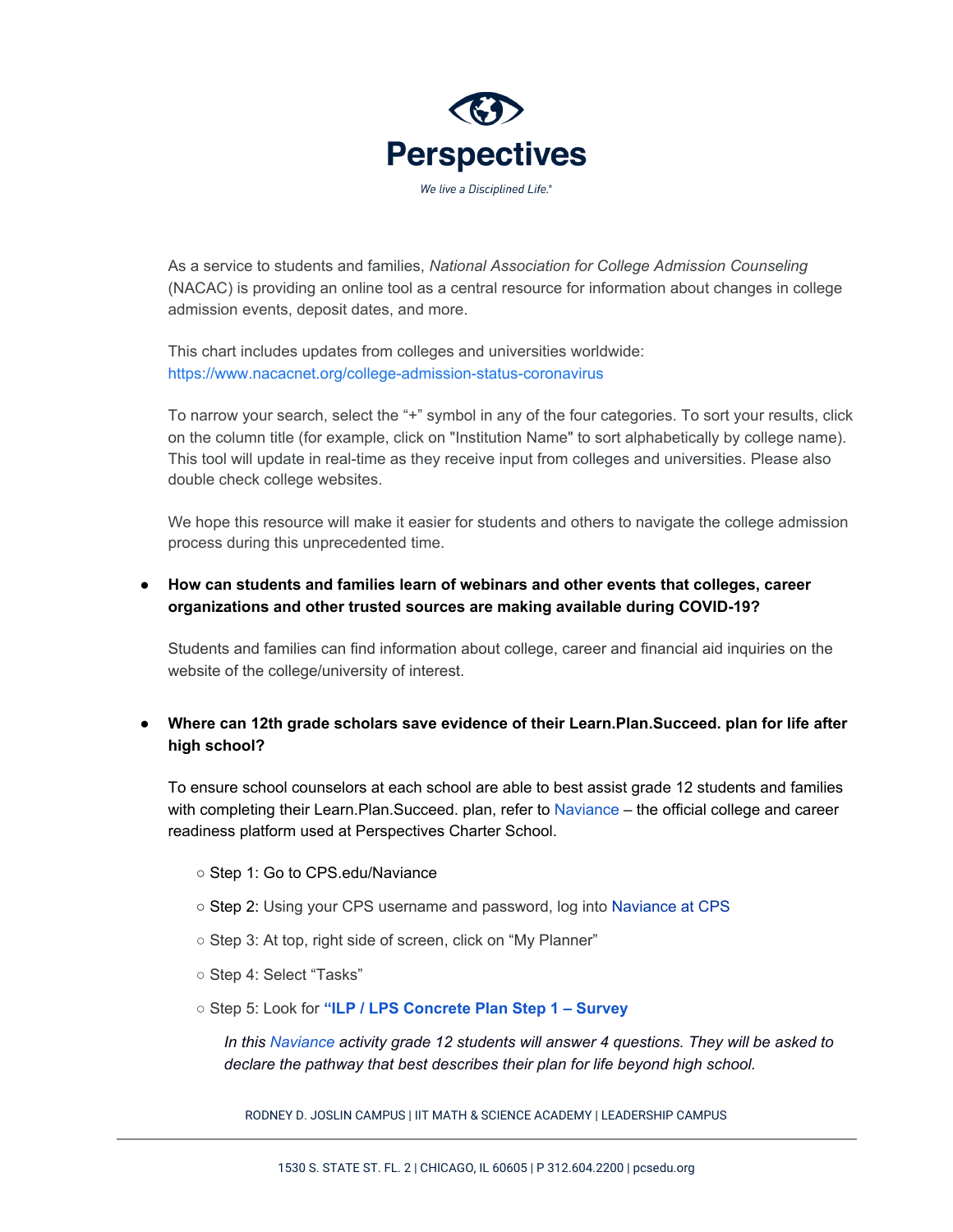As a service to students and families, *National Association for College Admission Counseling* (NACAC) is providing an online tool as a central resource for information about changes in college admission events, deposit dates, and more.

This chart includes updates from colleges and universities worldwide: https://www.nacacnet.org/college-admission-status-coronavirus

To narrow your search, select the "+" symbol in any of the four categories. To sort your results, click on the column title (for example, click on "Institution Name" to sort alphabetically by college name). This tool will update in real-time as they receive input from colleges and universities. Please also double check college websites.

We hope this resource will make it easier for students and others to navigate the college admission process during this unprecedented time.

- **How can students and families learn of webinars and other events that colleges, career organizations and other trusted sources are making available during COVID-19?**

  Students and families can find information about college, career and financial aid inquiries on the website of the college/university of interest.

- **Where can 12th grade scholars save evidence of their Learn.Plan.Succeed. plan for life after high school?**

  To ensure school counselors at each school are able to best assist grade 12 students and families with completing their Learn.Plan.Succeed. plan, refer to Naviance – the official college and career readiness platform used at Perspectives Charter School.

  - Step 1: Go to CPS.edu/Naviance
  - Step 2: Using your CPS username and password, log into Naviance at CPS
  - Step 3: At top, right side of screen, click on "My Planner"
  - Step 4: Select "Tasks"
  - Step 5: Look for **"ILP / LPS Concrete Plan Step 1 – Survey**

    *In this Naviance activity grade 12 students will answer 4 questions. They will be asked to declare the pathway that best describes their plan for life beyond high school.*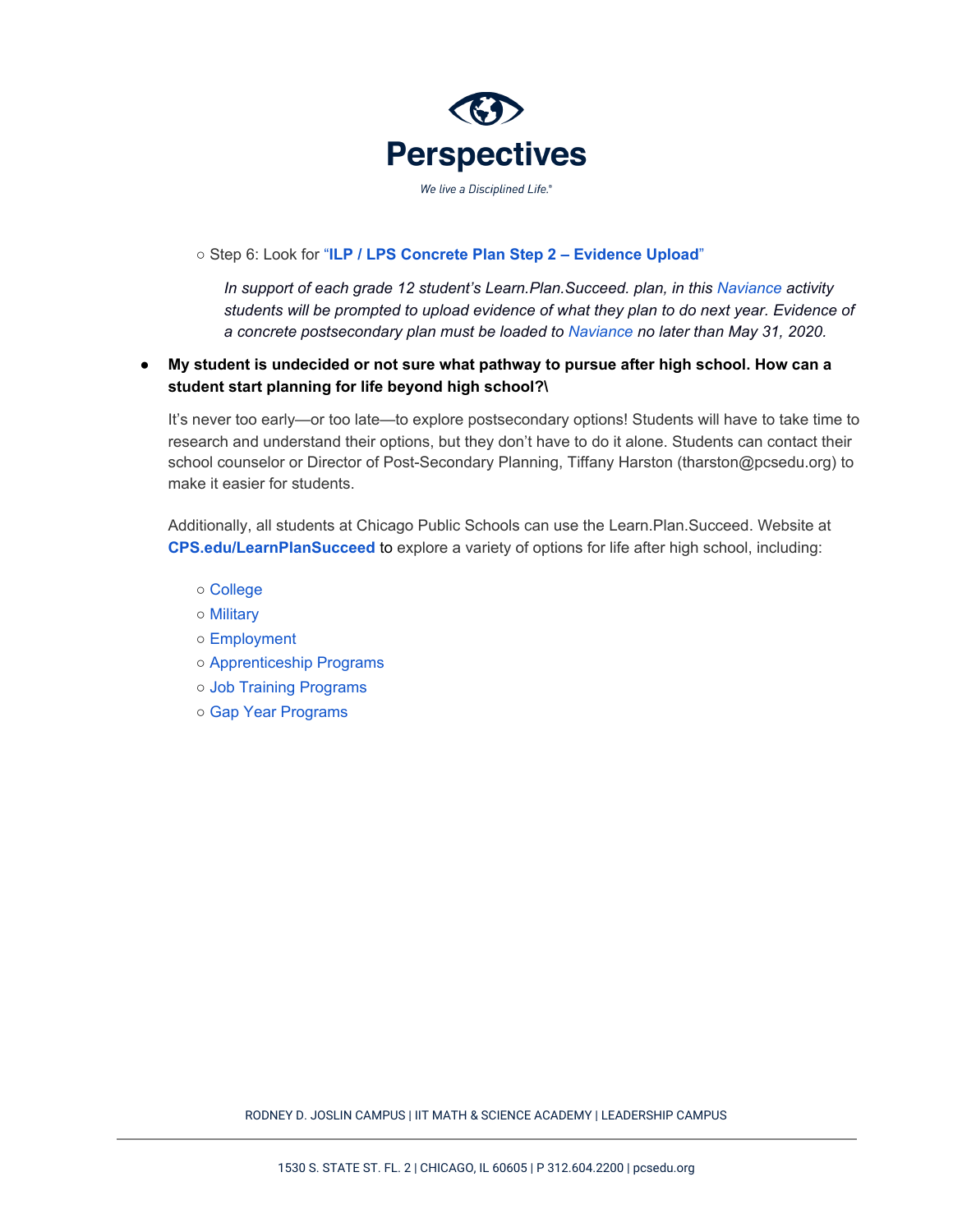- Step 6: Look for "**ILP / LPS Concrete Plan Step 2 – Evidence Upload**"

  *In support of each grade 12 student's Learn.Plan.Succeed. plan, in this Naviance activity students will be prompted to upload evidence of what they plan to do next year. Evidence of a concrete postsecondary plan must be loaded to Naviance no later than May 31, 2020.*

- **My student is undecided or not sure what pathway to pursue after high school. How can a student start planning for life beyond high school?\**

  It's never too early—or too late—to explore postsecondary options! Students will have to take time to research and understand their options, but they don't have to do it alone. Students can contact their school counselor or Director of Post-Secondary Planning, Tiffany Harston (tharston@pcsedu.org) to make it easier for students.

  Additionally, all students at Chicago Public Schools can use the Learn.Plan.Succeed. Website at **CPS.edu/LearnPlanSucceed** to explore a variety of options for life after high school, including:

  - College
  - Military
  - Employment
  - Apprenticeship Programs
  - Job Training Programs
  - Gap Year Programs